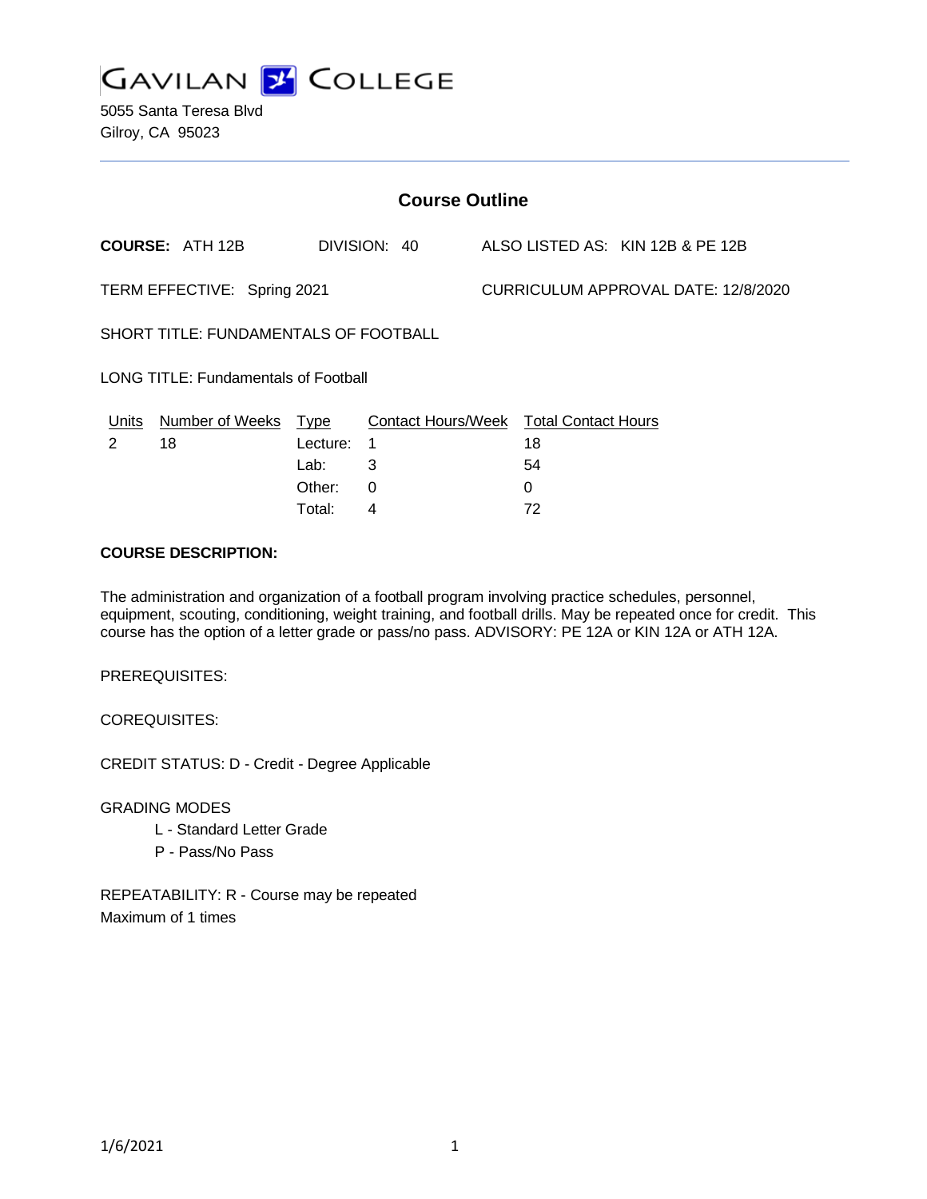GAVILAN COLLEGE

5055 Santa Teresa Blvd
Gilroy, CA 95023

## Course Outline

**COURSE:** ATH 12B DIVISION: 40 ALSO LISTED AS: KIN 12B & PE 12B

TERM EFFECTIVE: Spring 2021 CURRICULUM APPROVAL DATE: 12/8/2020

SHORT TITLE: FUNDAMENTALS OF FOOTBALL

LONG TITLE: Fundamentals of Football

| Units | Number of Weeks | Type | Contact Hours/Week | Total Contact Hours |
|---|---|---|---|---|
| 2 | 18 | Lecture: | 1 | 18 |
| | | Lab: | 3 | 54 |
| | | Other: | 0 | 0 |
| | | Total: | 4 | 72 |

**COURSE DESCRIPTION:**

The administration and organization of a football program involving practice schedules, personnel, equipment, scouting, conditioning, weight training, and football drills. May be repeated once for credit. This course has the option of a letter grade or pass/no pass. ADVISORY: PE 12A or KIN 12A or ATH 12A.

PREREQUISITES:

COREQUISITES:

CREDIT STATUS: D - Credit - Degree Applicable

GRADING MODES

- L - Standard Letter Grade
- P - Pass/No Pass

REPEATABILITY: R - Course may be repeated
Maximum of 1 times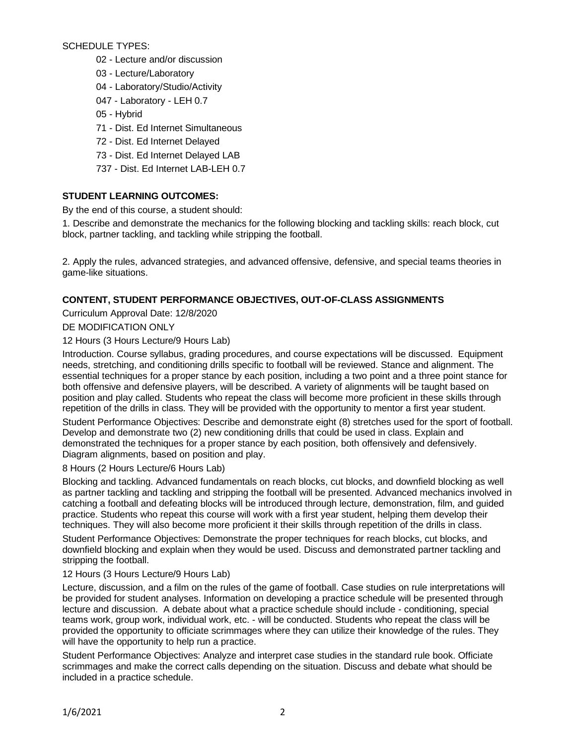SCHEDULE TYPES:

- 02 - Lecture and/or discussion
- 03 - Lecture/Laboratory
- 04 - Laboratory/Studio/Activity
- 047 - Laboratory - LEH 0.7
- 05 - Hybrid
- 71 - Dist. Ed Internet Simultaneous
- 72 - Dist. Ed Internet Delayed
- 73 - Dist. Ed Internet Delayed LAB
- 737 - Dist. Ed Internet LAB-LEH 0.7

## STUDENT LEARNING OUTCOMES:

By the end of this course, a student should:

1. Describe and demonstrate the mechanics for the following blocking and tackling skills: reach block, cut block, partner tackling, and tackling while stripping the football.

2. Apply the rules, advanced strategies, and advanced offensive, defensive, and special teams theories in game-like situations.

## CONTENT, STUDENT PERFORMANCE OBJECTIVES, OUT-OF-CLASS ASSIGNMENTS

Curriculum Approval Date: 12/8/2020

DE MODIFICATION ONLY

12 Hours (3 Hours Lecture/9 Hours Lab)

Introduction. Course syllabus, grading procedures, and course expectations will be discussed. Equipment needs, stretching, and conditioning drills specific to football will be reviewed. Stance and alignment. The essential techniques for a proper stance by each position, including a two point and a three point stance for both offensive and defensive players, will be described. A variety of alignments will be taught based on position and play called. Students who repeat the class will become more proficient in these skills through repetition of the drills in class. They will be provided with the opportunity to mentor a first year student.

Student Performance Objectives: Describe and demonstrate eight (8) stretches used for the sport of football. Develop and demonstrate two (2) new conditioning drills that could be used in class. Explain and demonstrated the techniques for a proper stance by each position, both offensively and defensively. Diagram alignments, based on position and play.

8 Hours (2 Hours Lecture/6 Hours Lab)

Blocking and tackling. Advanced fundamentals on reach blocks, cut blocks, and downfield blocking as well as partner tackling and tackling and stripping the football will be presented. Advanced mechanics involved in catching a football and defeating blocks will be introduced through lecture, demonstration, film, and guided practice. Students who repeat this course will work with a first year student, helping them develop their techniques. They will also become more proficient it their skills through repetition of the drills in class.

Student Performance Objectives: Demonstrate the proper techniques for reach blocks, cut blocks, and downfield blocking and explain when they would be used. Discuss and demonstrated partner tackling and stripping the football.

12 Hours (3 Hours Lecture/9 Hours Lab)

Lecture, discussion, and a film on the rules of the game of football. Case studies on rule interpretations will be provided for student analyses. Information on developing a practice schedule will be presented through lecture and discussion. A debate about what a practice schedule should include - conditioning, special teams work, group work, individual work, etc. - will be conducted. Students who repeat the class will be provided the opportunity to officiate scrimmages where they can utilize their knowledge of the rules. They will have the opportunity to help run a practice.

Student Performance Objectives: Analyze and interpret case studies in the standard rule book. Officiate scrimmages and make the correct calls depending on the situation. Discuss and debate what should be included in a practice schedule.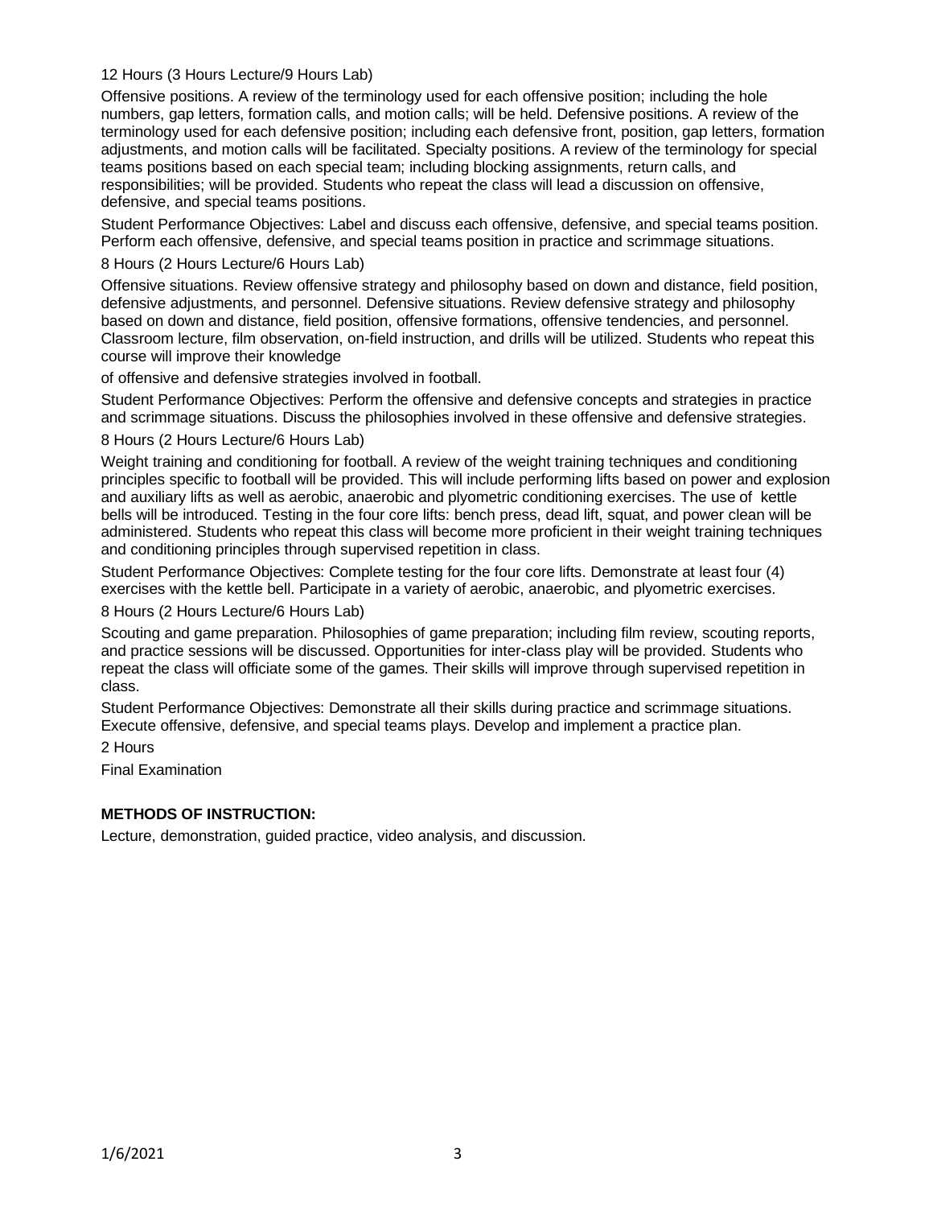12 Hours (3 Hours Lecture/9 Hours Lab)

Offensive positions. A review of the terminology used for each offensive position; including the hole numbers, gap letters, formation calls, and motion calls; will be held. Defensive positions. A review of the terminology used for each defensive position; including each defensive front, position, gap letters, formation adjustments, and motion calls will be facilitated. Specialty positions. A review of the terminology for special teams positions based on each special team; including blocking assignments, return calls, and responsibilities; will be provided. Students who repeat the class will lead a discussion on offensive, defensive, and special teams positions.

Student Performance Objectives: Label and discuss each offensive, defensive, and special teams position. Perform each offensive, defensive, and special teams position in practice and scrimmage situations.

8 Hours (2 Hours Lecture/6 Hours Lab)

Offensive situations. Review offensive strategy and philosophy based on down and distance, field position, defensive adjustments, and personnel. Defensive situations. Review defensive strategy and philosophy based on down and distance, field position, offensive formations, offensive tendencies, and personnel. Classroom lecture, film observation, on-field instruction, and drills will be utilized. Students who repeat this course will improve their knowledge

of offensive and defensive strategies involved in football.

Student Performance Objectives: Perform the offensive and defensive concepts and strategies in practice and scrimmage situations. Discuss the philosophies involved in these offensive and defensive strategies.

8 Hours (2 Hours Lecture/6 Hours Lab)

Weight training and conditioning for football. A review of the weight training techniques and conditioning principles specific to football will be provided. This will include performing lifts based on power and explosion and auxiliary lifts as well as aerobic, anaerobic and plyometric conditioning exercises. The use of kettle bells will be introduced. Testing in the four core lifts: bench press, dead lift, squat, and power clean will be administered. Students who repeat this class will become more proficient in their weight training techniques and conditioning principles through supervised repetition in class.

Student Performance Objectives: Complete testing for the four core lifts. Demonstrate at least four (4) exercises with the kettle bell. Participate in a variety of aerobic, anaerobic, and plyometric exercises.

8 Hours (2 Hours Lecture/6 Hours Lab)

Scouting and game preparation. Philosophies of game preparation; including film review, scouting reports, and practice sessions will be discussed. Opportunities for inter-class play will be provided. Students who repeat the class will officiate some of the games. Their skills will improve through supervised repetition in class.

Student Performance Objectives: Demonstrate all their skills during practice and scrimmage situations. Execute offensive, defensive, and special teams plays. Develop and implement a practice plan.

2 Hours

Final Examination

**METHODS OF INSTRUCTION:**

Lecture, demonstration, guided practice, video analysis, and discussion.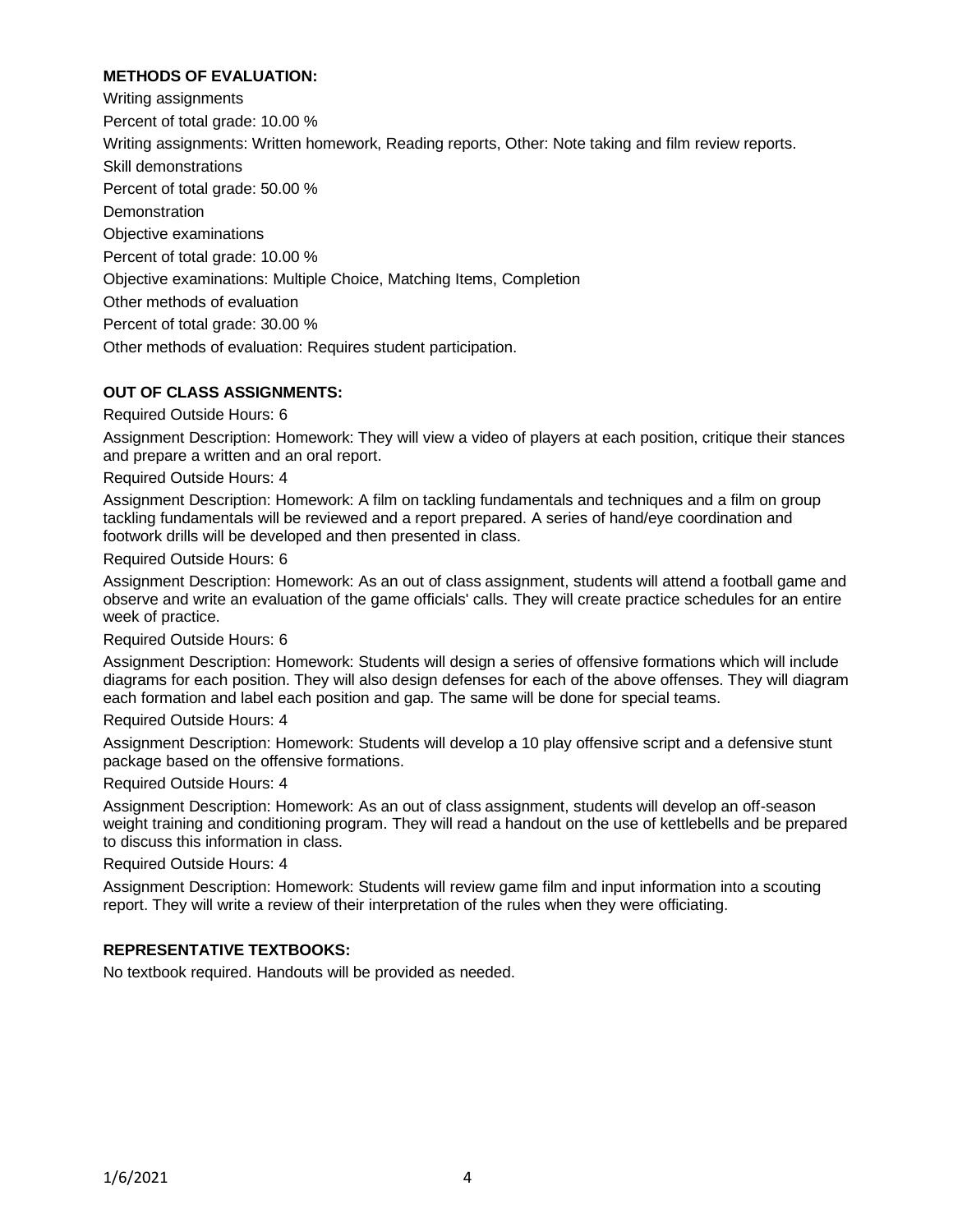**METHODS OF EVALUATION:**

Writing assignments

Percent of total grade: 10.00 %

Writing assignments: Written homework, Reading reports, Other: Note taking and film review reports.

Skill demonstrations

Percent of total grade: 50.00 %

Demonstration

Objective examinations

Percent of total grade: 10.00 %

Objective examinations: Multiple Choice, Matching Items, Completion

Other methods of evaluation

Percent of total grade: 30.00 %

Other methods of evaluation: Requires student participation.

**OUT OF CLASS ASSIGNMENTS:**

Required Outside Hours: 6

Assignment Description: Homework: They will view a video of players at each position, critique their stances and prepare a written and an oral report.

Required Outside Hours: 4

Assignment Description: Homework: A film on tackling fundamentals and techniques and a film on group tackling fundamentals will be reviewed and a report prepared. A series of hand/eye coordination and footwork drills will be developed and then presented in class.

Required Outside Hours: 6

Assignment Description: Homework: As an out of class assignment, students will attend a football game and observe and write an evaluation of the game officials' calls. They will create practice schedules for an entire week of practice.

Required Outside Hours: 6

Assignment Description: Homework: Students will design a series of offensive formations which will include diagrams for each position. They will also design defenses for each of the above offenses. They will diagram each formation and label each position and gap. The same will be done for special teams.

Required Outside Hours: 4

Assignment Description: Homework: Students will develop a 10 play offensive script and a defensive stunt package based on the offensive formations.

Required Outside Hours: 4

Assignment Description: Homework: As an out of class assignment, students will develop an off-season weight training and conditioning program. They will read a handout on the use of kettlebells and be prepared to discuss this information in class.

Required Outside Hours: 4

Assignment Description: Homework: Students will review game film and input information into a scouting report. They will write a review of their interpretation of the rules when they were officiating.

**REPRESENTATIVE TEXTBOOKS:**

No textbook required. Handouts will be provided as needed.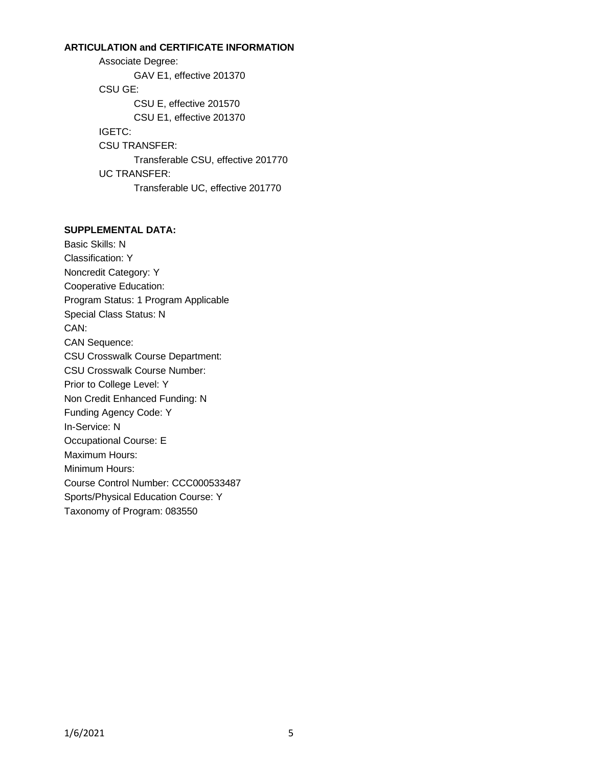**ARTICULATION and CERTIFICATE INFORMATION**

Associate Degree:

- GAV E1, effective 201370

CSU GE:

- CSU E, effective 201570
- CSU E1, effective 201370

IGETC:

CSU TRANSFER:

- Transferable CSU, effective 201770

UC TRANSFER:

- Transferable UC, effective 201770

**SUPPLEMENTAL DATA:**

Basic Skills: N
Classification: Y
Noncredit Category: Y
Cooperative Education:
Program Status: 1 Program Applicable
Special Class Status: N
CAN:
CAN Sequence:
CSU Crosswalk Course Department:
CSU Crosswalk Course Number:
Prior to College Level: Y
Non Credit Enhanced Funding: N
Funding Agency Code: Y
In-Service: N
Occupational Course: E
Maximum Hours:
Minimum Hours:
Course Control Number: CCC000533487
Sports/Physical Education Course: Y
Taxonomy of Program: 083550